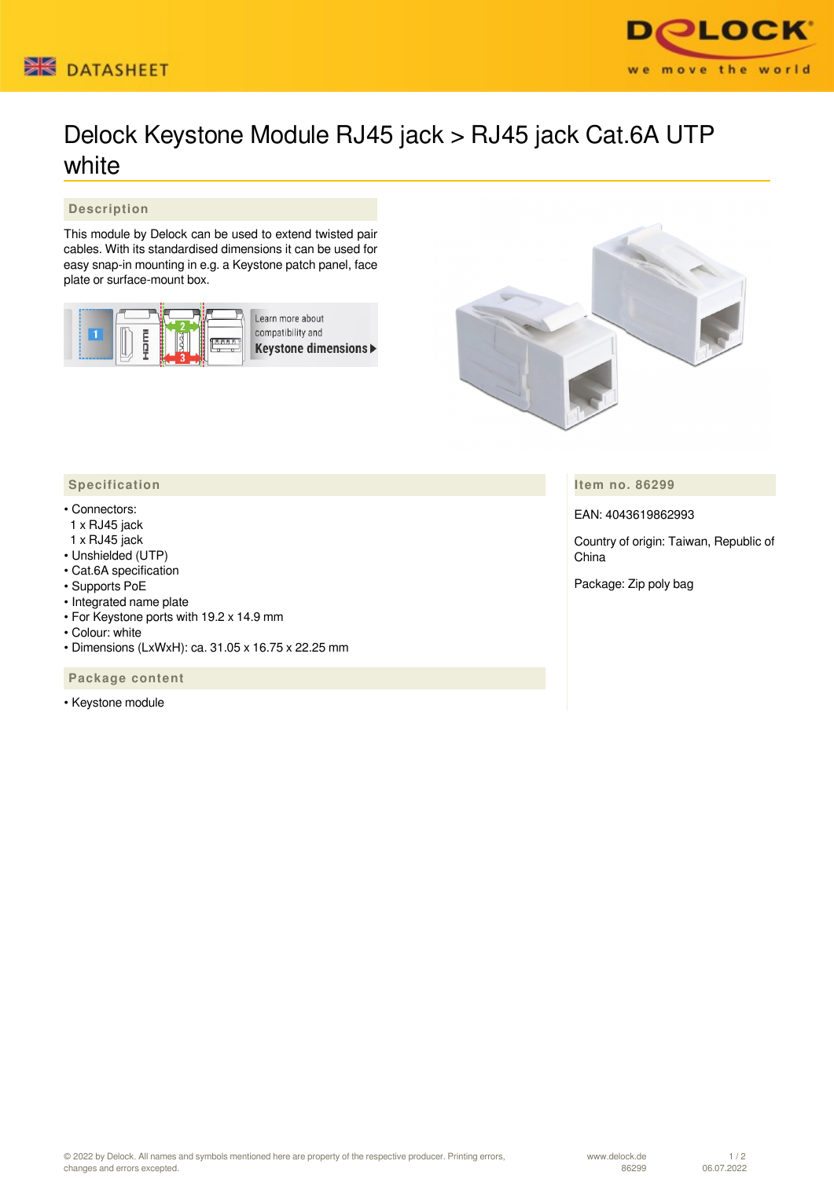# Delock Keystone Module RJ45 jack > RJ45 jack Cat.6A UTP white

## Description

This module by Delock can be used to extend twisted pair cables. With its standardised dimensions it can be used for easy snap-in mounting in e.g. a Keystone patch panel, face plate or surface-mount box.

Learn more about compatibility and **Keystone dimensions ▶**

## Specification

- Connectors:
  1 x RJ45 jack
  1 x RJ45 jack
- Unshielded (UTP)
- Cat.6A specification
- Supports PoE
- Integrated name plate
- For Keystone ports with 19.2 x 14.9 mm
- Colour: white
- Dimensions (LxWxH): ca. 31.05 x 16.75 x 22.25 mm

## Package content

- Keystone module

## Item no. 86299

EAN: 4043619862993

Country of origin: Taiwan, Republic of China

Package: Zip poly bag

© 2022 by Delock. All names and symbols mentioned here are property of the respective producer. Printing errors, changes and errors excepted.

www.delock.de 86299 06.07.2022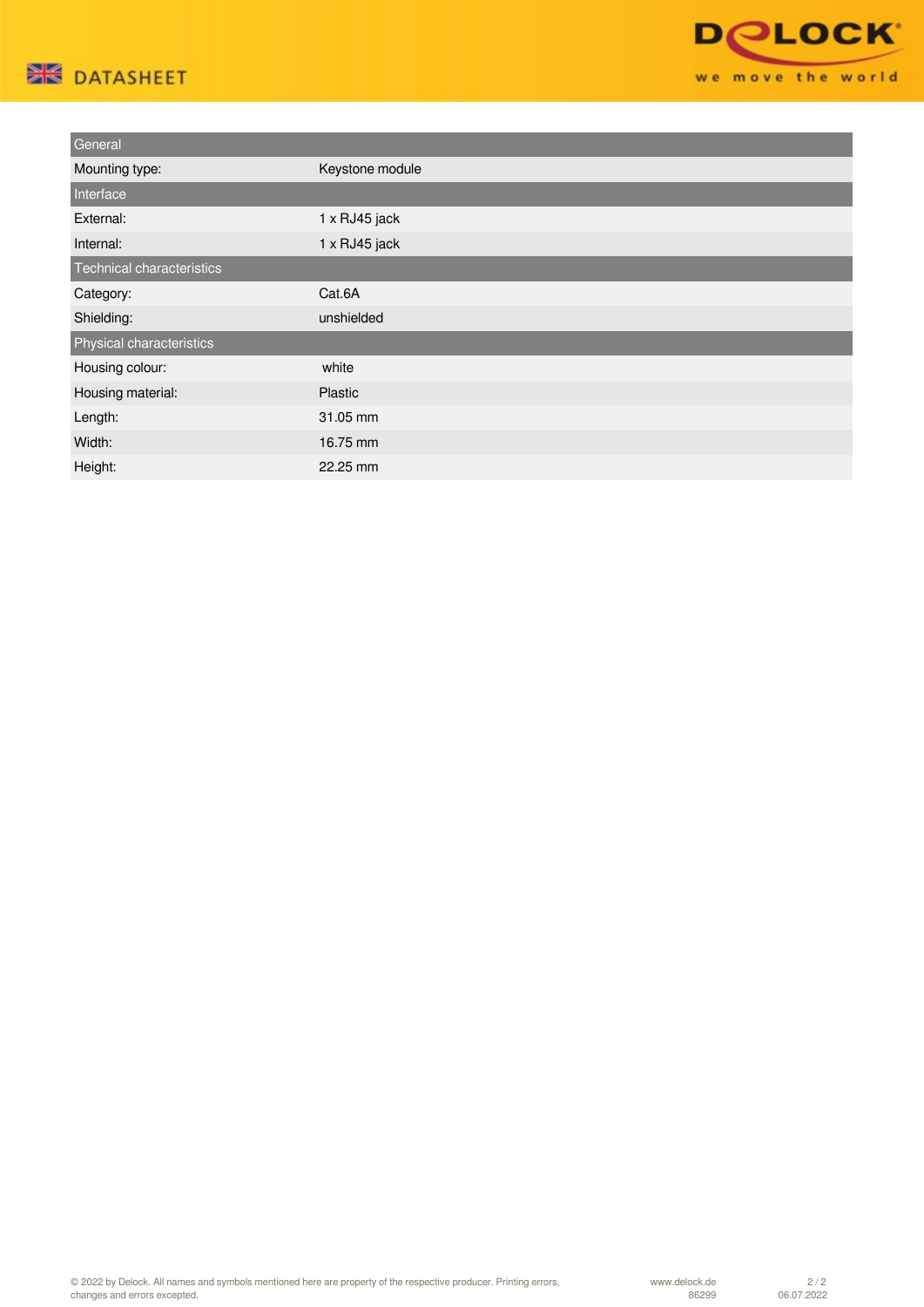| | |
|---|---|
| **General** | |
| Mounting type: | Keystone module |
| **Interface** | |
| External: | 1 x RJ45 jack |
| Internal: | 1 x RJ45 jack |
| **Technical characteristics** | |
| Category: | Cat.6A |
| Shielding: | unshielded |
| **Physical characteristics** | |
| Housing colour: | white |
| Housing material: | Plastic |
| Length: | 31.05 mm |
| Width: | 16.75 mm |
| Height: | 22.25 mm |

© 2022 by Delock. All names and symbols mentioned here are property of the respective producer. Printing errors, changes and errors excepted.

www.delock.de
86299
06.07.2022